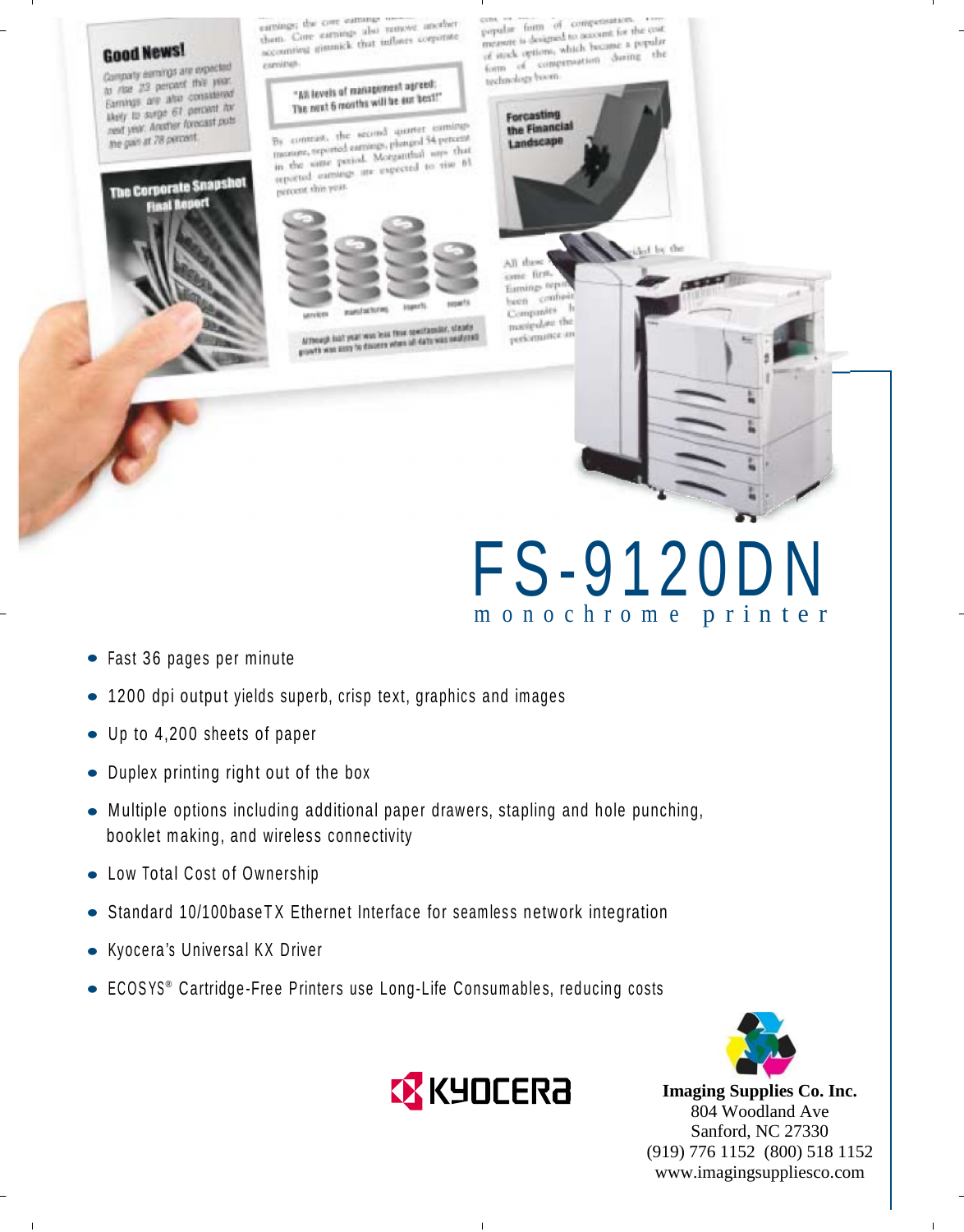# FS-9120DN

## monochrome printer

- Fast 36 pages per minute
- 1200 dpi output yields superb, crisp text, graphics and images
- Up to 4,200 sheets of paper
- Duplex printing right out of the box
- Multiple options including additional paper drawers, stapling and hole punching, booklet making, and wireless connectivity
- Low Total Cost of Ownership
- Standard 10/100baseTX Ethernet Interface for seamless network integration
- Kyocera's Universal KX Driver
- ECOSYS® Cartridge-Free Printers use Long-Life Consumables, reducing costs

KYOCERA

**Imaging Supplies Co. Inc.**
804 Woodland Ave
Sanford, NC 27330
(919) 776 1152 (800) 518 1152
www.imagingsuppliesco.com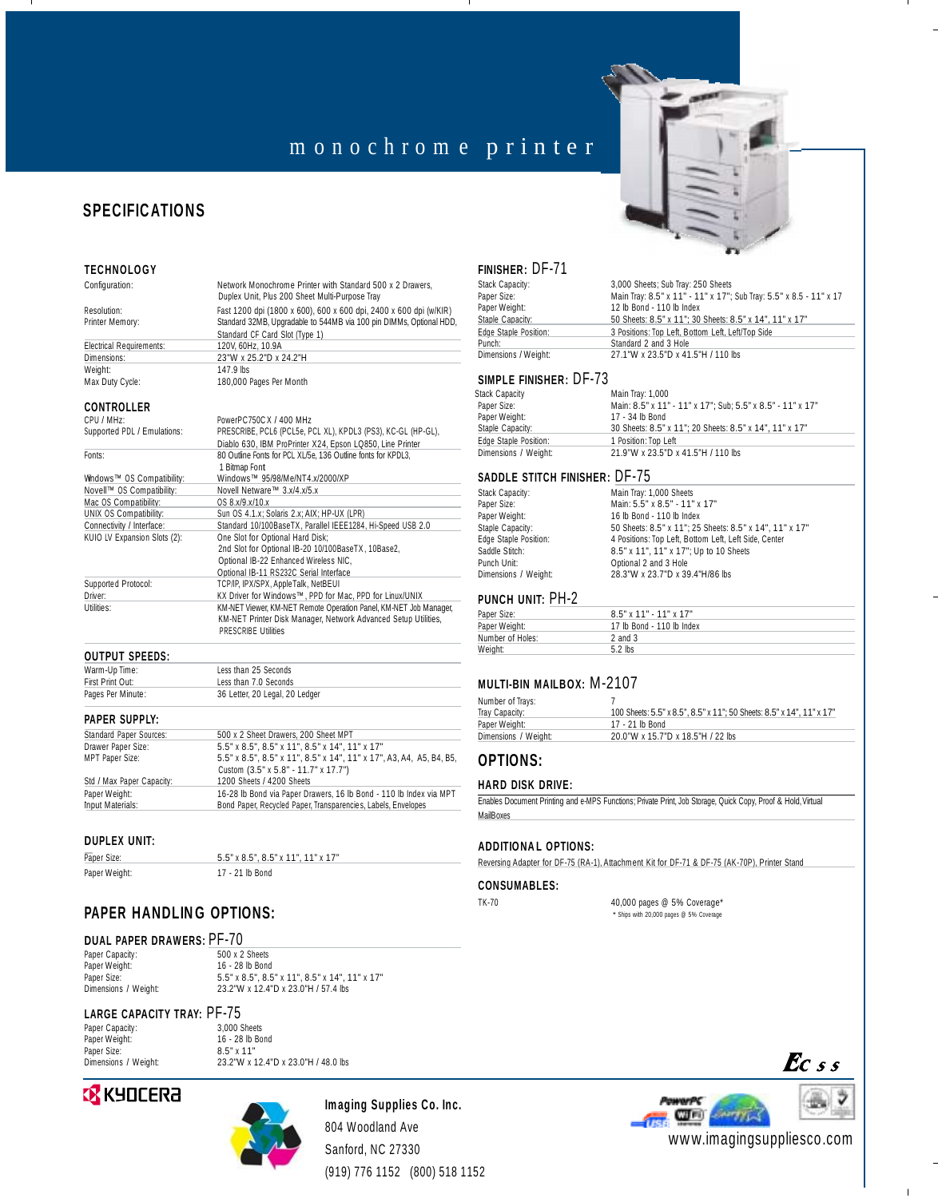monochrome printer

# SPECIFICATIONS

## TECHNOLOGY

| | |
|---|---|
| Configuration: | Network Monochrome Printer with Standard 500 x 2 Drawers, Duplex Unit, Plus 200 Sheet Multi-Purpose Tray |
| Resolution: | Fast 1200 dpi (1800 x 600), 600 x 600 dpi, 2400 x 600 dpi (w/KIR) |
| Printer Memory: | Standard 32MB, Upgradable to 544MB via 100 pin DIMMs, Optional HDD, Standard CF Card Slot (Type 1) |
| Electrical Requirements: | 120V, 60Hz, 10.9A |
| Dimensions: | 23"W x 25.2"D x 24.2"H |
| Weight: | 147.9 lbs |
| Max Duty Cycle: | 180,000 Pages Per Month |

## CONTROLLER

| | |
|---|---|
| CPU / MHz: | PowerPC750CX / 400 MHz |
| Supported PDL / Emulations: | PRESCRIBE, PCL6 (PCL5e, PCL XL), KPDL3 (PS3), KC-GL (HP-GL), Diablo 630, IBM ProPrinter X24, Epson LQ850, Line Printer |
| Fonts: | 80 Outline Fonts for PCL XL/5e, 136 Outline fonts for KPDL3, 1 Bitmap Font |
| Windows™ OS Compatibility: | Windows™ 95/98/Me/NT4.x/2000/XP |
| Novell™ OS Compatibility: | Novell Netware™ 3.x/4.x/5.x |
| Mac OS Compatibility: | OS 8.x/9.x/10.x |
| UNIX OS Compatibility: | Sun OS 4.1.x; Solaris 2.x; AIX; HP-UX (LPR) |
| Connectivity / Interface: | Standard 10/100BaseTX, Parallel IEEE1284, Hi-Speed USB 2.0 |
| KUIO LV Expansion Slots (2): | One Slot for Optional Hard Disk; 2nd Slot for Optional IB-20 10/100BaseTX, 10Base2, Optional IB-22 Enhanced Wireless NIC, Optional IB-11 RS232C Serial Interface |
| Supported Protocol: | TCP/IP, IPX/SPX, AppleTalk, NetBEUI |
| Driver: | KX Driver for Windows™, PPD for Mac, PPD for Linux/UNIX |
| Utilities: | KM-NET Viewer, KM-NET Remote Operation Panel, KM-NET Job Manager, KM-NET Printer Disk Manager, Network Advanced Setup Utilities, PRESCRIBE Utilities |

## OUTPUT SPEEDS:

| | |
|---|---|
| Warm-Up Time: | Less than 25 Seconds |
| First Print Out: | Less than 7.0 Seconds |
| Pages Per Minute: | 36 Letter, 20 Legal, 20 Ledger |

## PAPER SUPPLY:

| | |
|---|---|
| Standard Paper Sources: | 500 x 2 Sheet Drawers, 200 Sheet MPT |
| Drawer Paper Size: | 5.5" x 8.5", 8.5" x 11", 8.5" x 14", 11" x 17" |
| MPT Paper Size: | 5.5" x 8.5", 8.5" x 11", 8.5" x 14", 11" x 17", A3, A4, A5, B4, B5, Custom (3.5" x 5.8" - 11.7" x 17.7") |
| Std / Max Paper Capacity: | 1200 Sheets / 4200 Sheets |
| Paper Weight: | 16-28 lb Bond via Paper Drawers, 16 lb Bond - 110 lb Index via MPT |
| Input Materials: | Bond Paper, Recycled Paper, Transparencies, Labels, Envelopes |

## DUPLEX UNIT:

| | |
|---|---|
| Paper Size: | 5.5" x 8.5", 8.5" x 11", 11" x 17" |
| Paper Weight: | 17 - 21 lb Bond |

# PAPER HANDLING OPTIONS:

## DUAL PAPER DRAWERS: PF-70

| | |
|---|---|
| Paper Capacity: | 500 x 2 Sheets |
| Paper Weight: | 16 - 28 lb Bond |
| Paper Size: | 5.5" x 8.5", 8.5" x 11", 8.5" x 14", 11" x 17" |
| Dimensions / Weight: | 23.2"W x 12.4"D x 23.0"H / 57.4 lbs |

## LARGE CAPACITY TRAY: PF-75

| | |
|---|---|
| Paper Capacity: | 3,000 Sheets |
| Paper Weight: | 16 - 28 lb Bond |
| Paper Size: | 8.5" x 11" |
| Dimensions / Weight: | 23.2"W x 12.4"D x 23.0"H / 48.0 lbs |

## FINISHER: DF-71

| | |
|---|---|
| Stack Capacity: | 3,000 Sheets; Sub Tray: 250 Sheets |
| Paper Size: | Main Tray: 8.5" x 11" - 11" x 17"; Sub Tray: 5.5" x 8.5 - 11" x 17 |
| Paper Weight: | 12 lb Bond - 110 lb Index |
| Staple Capacity: | 50 Sheets: 8.5" x 11"; 30 Sheets: 8.5" x 14", 11" x 17" |
| Edge Staple Position: | 3 Positions: Top Left, Bottom Left, Left/Top Side |
| Punch: | Standard 2 and 3 Hole |
| Dimensions / Weight: | 27.1"W x 23.5"D x 41.5"H / 110 lbs |

## SIMPLE FINISHER: DF-73

| | |
|---|---|
| Stack Capacity | Main Tray: 1,000 |
| Paper Size: | Main: 8.5" x 11" - 11" x 17"; Sub; 5.5" x 8.5" - 11" x 17" |
| Paper Weight: | 17 - 34 lb Bond |
| Staple Capacity: | 30 Sheets: 8.5" x 11"; 20 Sheets: 8.5" x 14", 11" x 17" |
| Edge Staple Position: | 1 Position: Top Left |
| Dimensions / Weight: | 21.9"W x 23.5"D x 41.5"H / 110 lbs |

## SADDLE STITCH FINISHER: DF-75

| | |
|---|---|
| Stack Capacity: | Main Tray: 1,000 Sheets |
| Paper Size: | Main: 5.5" x 8.5" - 11" x 17" |
| Paper Weight: | 16 lb Bond - 110 lb Index |
| Staple Capacity: | 50 Sheets: 8.5" x 11"; 25 Sheets: 8.5" x 14", 11" x 17" |
| Edge Staple Position: | 4 Positions: Top Left, Bottom Left, Left Side, Center |
| Saddle Stitch: | 8.5" x 11", 11" x 17"; Up to 10 Sheets |
| Punch Unit: | Optional 2 and 3 Hole |
| Dimensions / Weight: | 28.3"W x 23.7"D x 39.4"H/86 lbs |

## PUNCH UNIT: PH-2

| | |
|---|---|
| Paper Size: | 8.5" x 11" - 11" x 17" |
| Paper Weight: | 17 lb Bond - 110 lb Index |
| Number of Holes: | 2 and 3 |
| Weight: | 5.2 lbs |

## MULTI-BIN MAILBOX: M-2107

| | |
|---|---|
| Number of Trays: | 7 |
| Tray Capacity: | 100 Sheets: 5.5" x 8.5", 8.5" x 11"; 50 Sheets: 8.5" x 14", 11" x 17" |
| Paper Weight: | 17 - 21 lb Bond |
| Dimensions / Weight: | 20.0"W x 15.7"D x 18.5"H / 22 lbs |

# OPTIONS:

## HARD DISK DRIVE:

Enables Document Printing and e-MPS Functions; Private Print, Job Storage, Quick Copy, Proof & Hold, Virtual MailBoxes

## ADDITIONAL OPTIONS:

Reversing Adapter for DF-75 (RA-1), Attachment Kit for DF-71 & DF-75 (AK-70P), Printer Stand

## CONSUMABLES:

| | |
|---|---|
| TK-70 | 40,000 pages @ 5% Coverage* |

\* Ships with 20,000 pages @ 5% Coverage

KYOCERA

**Imaging Supplies Co. Inc.**
804 Woodland Ave
Sanford, NC 27330
(919) 776 1152 (800) 518 1152

www.imagingsuppliesco.com